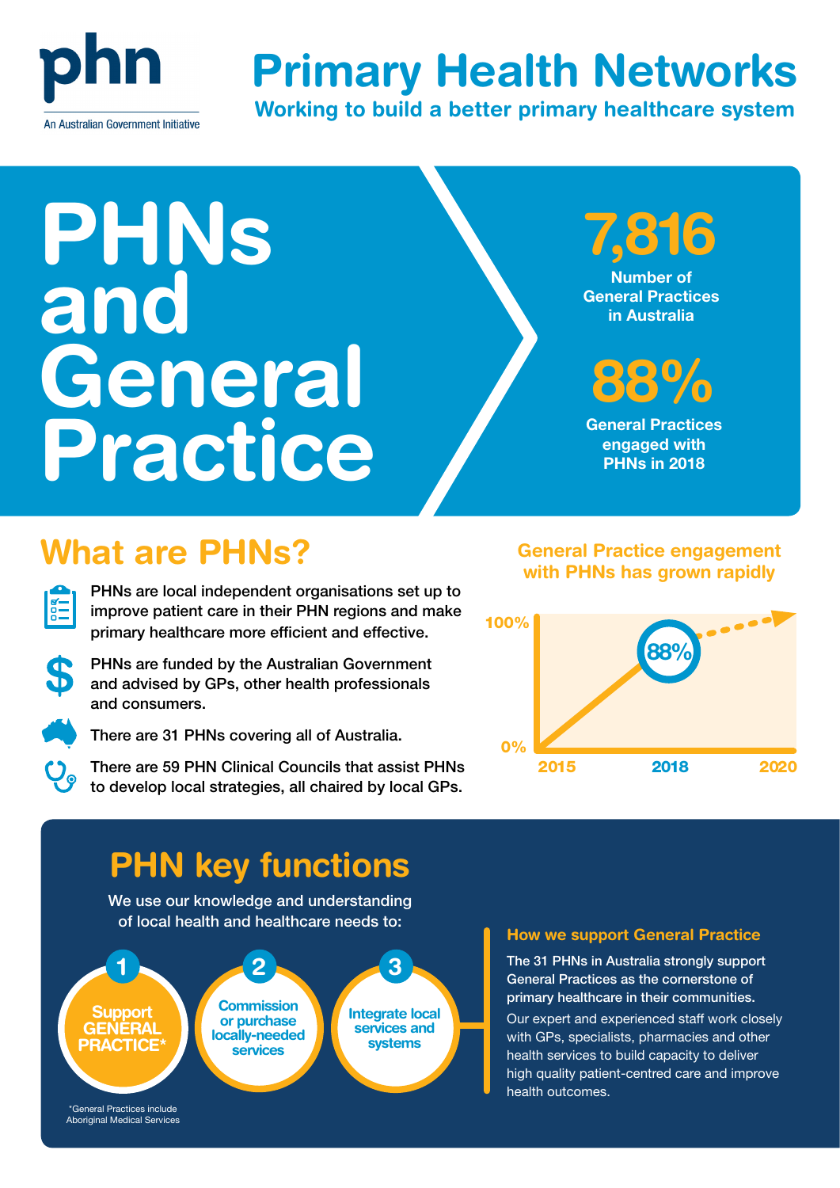phn

An Australian Government Initiative

# Primary Health Networks

**Working to build a better primary healthcare system**

# PHNs and General Practice

**7,816**
Number of General Practices in Australia

**88%**
General Practices engaged with PHNs in 2018

## What are PHNs?

- PHNs are local independent organisations set up to improve patient care in their PHN regions and make primary healthcare more efficient and effective.
- PHNs are funded by the Australian Government and advised by GPs, other health professionals and consumers.
- There are 31 PHNs covering all of Australia.
- There are 59 PHN Clinical Councils that assist PHNs to develop local strategies, all chaired by local GPs.

### General Practice engagement with PHNs has grown rapidly

100%

88%

0%

2015 2018 2020

## PHN key functions

We use our knowledge and understanding of local health and healthcare needs to:

1. Support GENERAL PRACTICE*
2. Commission or purchase locally-needed services
3. Integrate local services and systems

*General Practices include Aboriginal Medical Services

### How we support General Practice

**The 31 PHNs in Australia strongly support General Practices as the cornerstone of primary healthcare in their communities.**

Our expert and experienced staff work closely with GPs, specialists, pharmacies and other health services to build capacity to deliver high quality patient-centred care and improve health outcomes.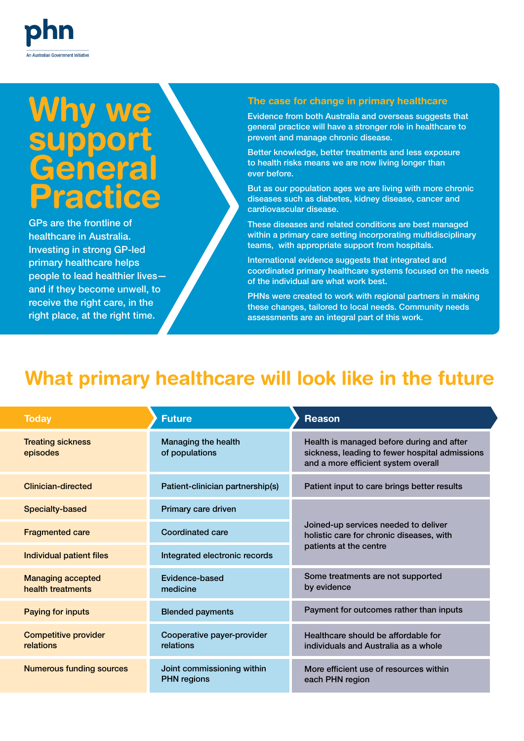phn

An Australian Government Initiative

# Why we support General Practice

GPs are the frontline of healthcare in Australia. Investing in strong GP-led primary healthcare helps people to lead healthier lives—and if they become unwell, to receive the right care, in the right place, at the right time.

## The case for change in primary healthcare

Evidence from both Australia and overseas suggests that general practice will have a stronger role in healthcare to prevent and manage chronic disease.

Better knowledge, better treatments and less exposure to health risks means we are now living longer than ever before.

But as our population ages we are living with more chronic diseases such as diabetes, kidney disease, cancer and cardiovascular disease.

These diseases and related conditions are best managed within a primary care setting incorporating multidisciplinary teams, with appropriate support from hospitals.

International evidence suggests that integrated and coordinated primary healthcare systems focused on the needs of the individual are what work best.

PHNs were created to work with regional partners in making these changes, tailored to local needs. Community needs assessments are an integral part of this work.

## What primary healthcare will look like in the future

| Today | Future | Reason |
|---|---|---|
| Treating sickness episodes | Managing the health of populations | Health is managed before during and after sickness, leading to fewer hospital admissions and a more efficient system overall |
| Clinician-directed | Patient-clinician partnership(s) | Patient input to care brings better results |
| Specialty-based | Primary care driven | Joined-up services needed to deliver holistic care for chronic diseases, with patients at the centre |
| Fragmented care | Coordinated care | |
| Individual patient files | Integrated electronic records | |
| Managing accepted health treatments | Evidence-based medicine | Some treatments are not supported by evidence |
| Paying for inputs | Blended payments | Payment for outcomes rather than inputs |
| Competitive provider relations | Cooperative payer-provider relations | Healthcare should be affordable for individuals and Australia as a whole |
| Numerous funding sources | Joint commissioning within PHN regions | More efficient use of resources within each PHN region |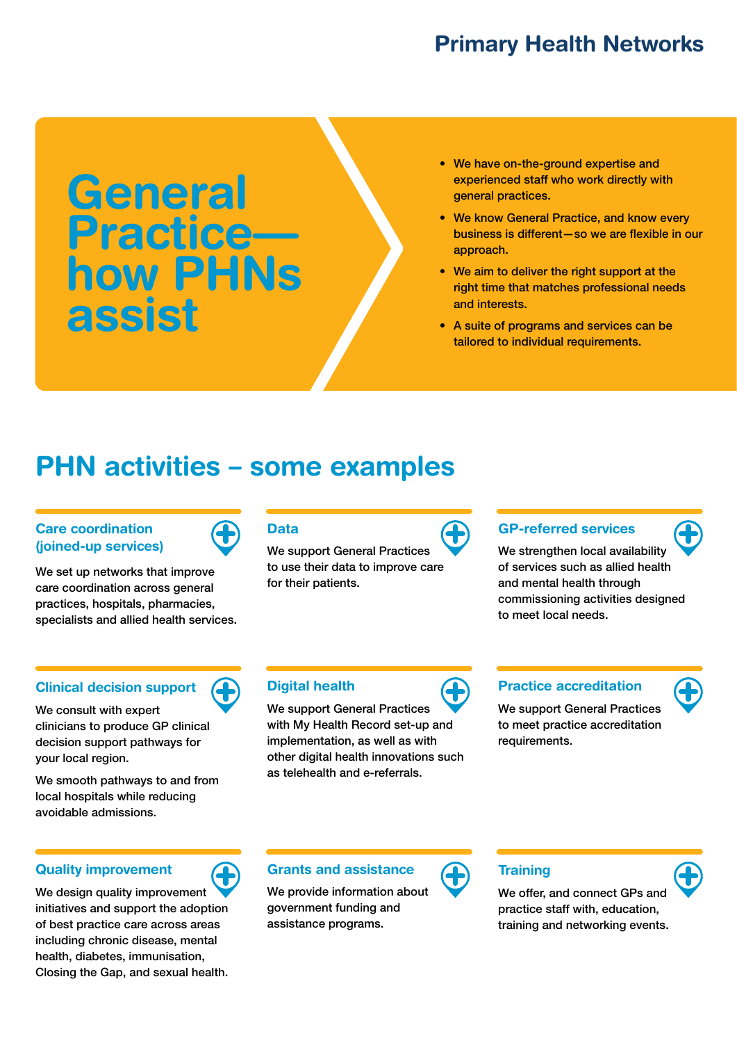# General Practice—how PHNs assist

- We have on-the-ground expertise and experienced staff who work directly with general practices.
- We know General Practice, and know every business is different—so we are flexible in our approach.
- We aim to deliver the right support at the right time that matches professional needs and interests.
- A suite of programs and services can be tailored to individual requirements.

## PHN activities – some examples

### Care coordination (joined-up services)

We set up networks that improve care coordination across general practices, hospitals, pharmacies, specialists and allied health services.

### Data

We support General Practices to use their data to improve care for their patients.

### GP-referred services

We strengthen local availability of services such as allied health and mental health through commissioning activities designed to meet local needs.

### Clinical decision support

We consult with expert clinicians to produce GP clinical decision support pathways for your local region.

We smooth pathways to and from local hospitals while reducing avoidable admissions.

### Digital health

We support General Practices with My Health Record set-up and implementation, as well as with other digital health innovations such as telehealth and e-referrals.

### Practice accreditation

We support General Practices to meet practice accreditation requirements.

### Quality improvement

We design quality improvement initiatives and support the adoption of best practice care across areas including chronic disease, mental health, diabetes, immunisation, Closing the Gap, and sexual health.

### Grants and assistance

We provide information about government funding and assistance programs.

### Training

We offer, and connect GPs and practice staff with, education, training and networking events.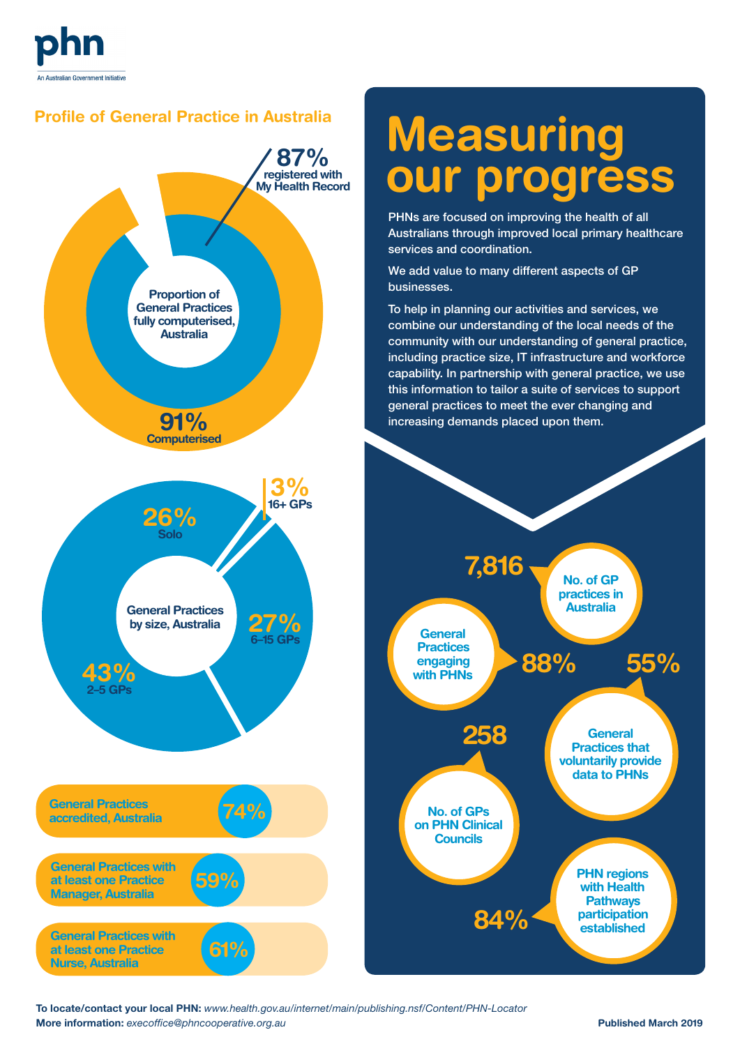phn

An Australian Government Initiative

## Profile of General Practice in Australia

Proportion of General Practices fully computerised, Australia

87%
registered with My Health Record

91%
Computerised

General Practices by size, Australia

26%
Solo

3%
16+ GPs

27%
6–15 GPs

43%
2–5 GPs

General Practices accredited, Australia 74%

General Practices with at least one Practice Manager, Australia 59%

General Practices with at least one Practice Nurse, Australia 61%

# Measuring our progress

PHNs are focused on improving the health of all Australians through improved local primary healthcare services and coordination.

We add value to many different aspects of GP businesses.

To help in planning our activities and services, we combine our understanding of the local needs of the community with our understanding of general practice, including practice size, IT infrastructure and workforce capability. In partnership with general practice, we use this information to tailor a suite of services to support general practices to meet the ever changing and increasing demands placed upon them.

7,816
No. of GP practices in Australia

88%
General Practices engaging with PHNs

55%
General Practices that voluntarily provide data to PHNs

258
No. of GPs on PHN Clinical Councils

84%
PHN regions with Health Pathways participation established

**To locate/contact your local PHN:** *www.health.gov.au/internet/main/publishing.nsf/Content/PHN-Locator*
**More information:** *execoffice@phncooperative.org.au*

**Published March 2019**